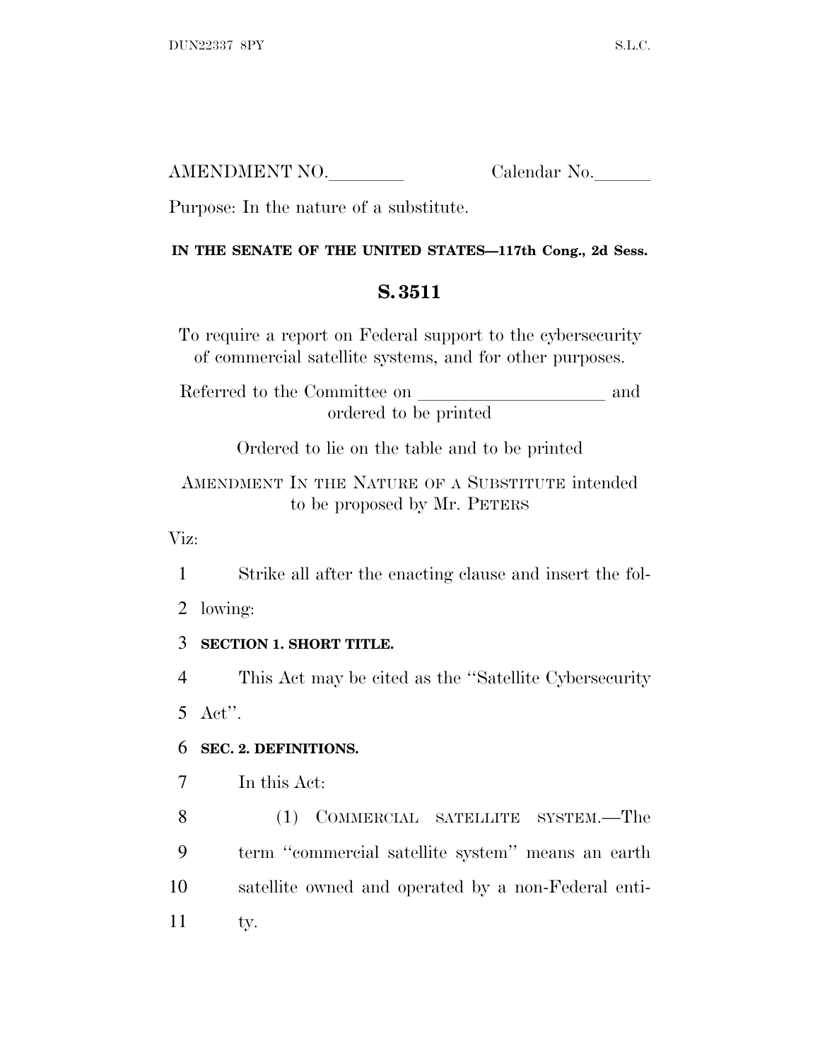AMENDMENT NO.________ Calendar No.______

Purpose: In the nature of a substitute.

**IN THE SENATE OF THE UNITED STATES—117th Cong., 2d Sess.**

# S. 3511

To require a report on Federal support to the cybersecurity of commercial satellite systems, and for other purposes.

Referred to the Committee on ____________________ and ordered to be printed

Ordered to lie on the table and to be printed

AMENDMENT IN THE NATURE OF A SUBSTITUTE intended to be proposed by Mr. PETERS

Viz:

Strike all after the enacting clause and insert the following:

## SECTION 1. SHORT TITLE.

This Act may be cited as the ''Satellite Cybersecurity Act''.

## SEC. 2. DEFINITIONS.

In this Act:

(1) COMMERCIAL SATELLITE SYSTEM.—The term ''commercial satellite system'' means an earth satellite owned and operated by a non-Federal entity.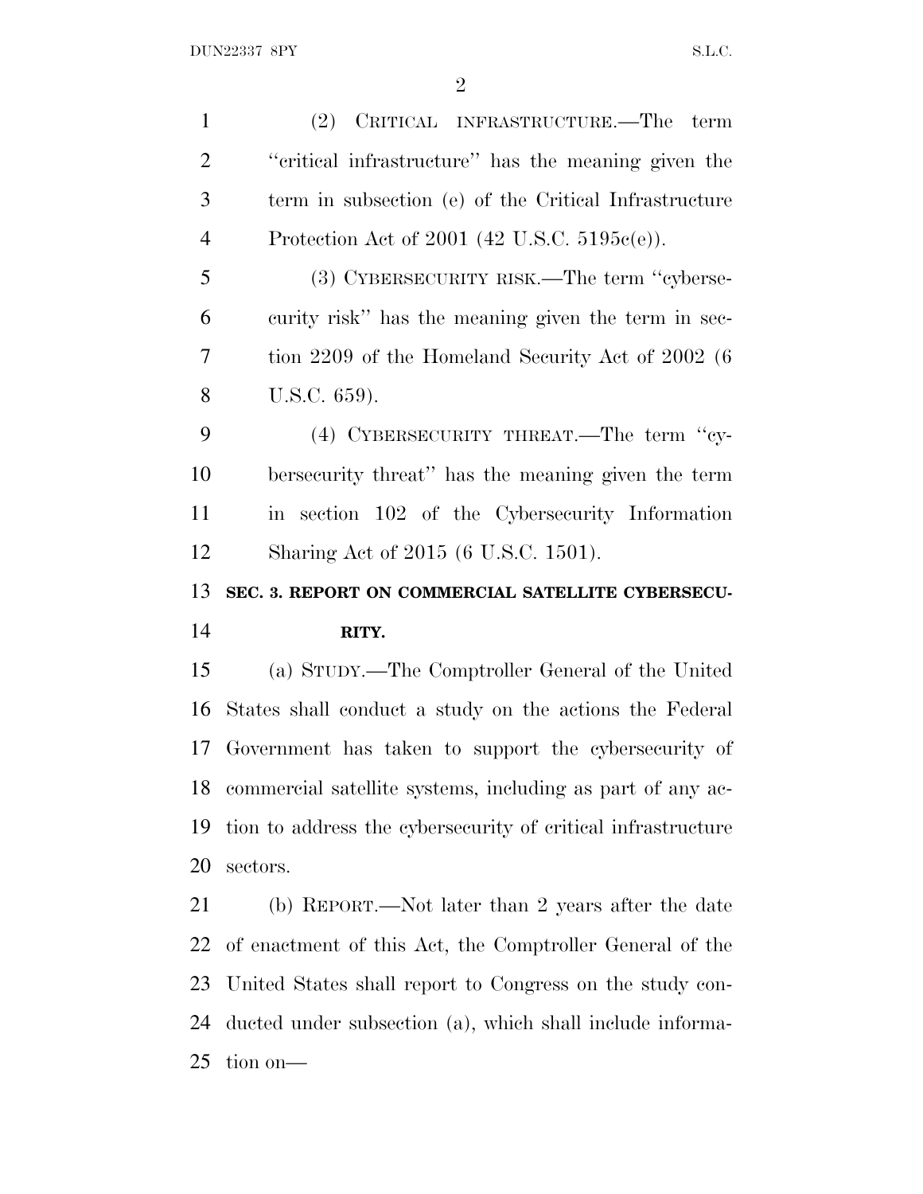(2) CRITICAL INFRASTRUCTURE.—The term "critical infrastructure" has the meaning given the term in subsection (e) of the Critical Infrastructure Protection Act of 2001 (42 U.S.C. 5195c(e)).

(3) CYBERSECURITY RISK.—The term "cybersecurity risk" has the meaning given the term in section 2209 of the Homeland Security Act of 2002 (6 U.S.C. 659).

(4) CYBERSECURITY THREAT.—The term "cybersecurity threat" has the meaning given the term in section 102 of the Cybersecurity Information Sharing Act of 2015 (6 U.S.C. 1501).

## SEC. 3. REPORT ON COMMERCIAL SATELLITE CYBERSECURITY.

(a) STUDY.—The Comptroller General of the United States shall conduct a study on the actions the Federal Government has taken to support the cybersecurity of commercial satellite systems, including as part of any action to address the cybersecurity of critical infrastructure sectors.

(b) REPORT.—Not later than 2 years after the date of enactment of this Act, the Comptroller General of the United States shall report to Congress on the study conducted under subsection (a), which shall include information on—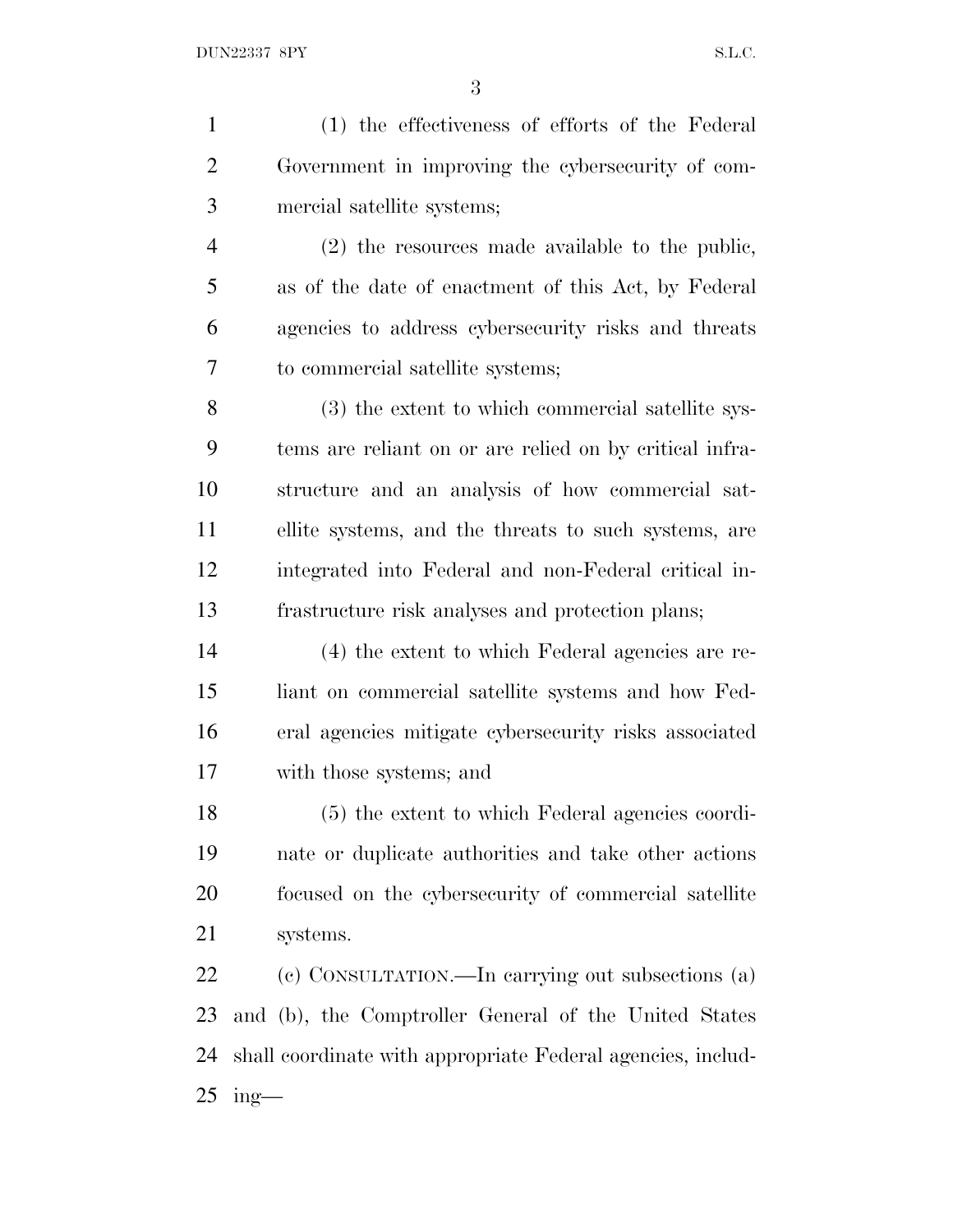(1) the effectiveness of efforts of the Federal Government in improving the cybersecurity of commercial satellite systems;

(2) the resources made available to the public, as of the date of enactment of this Act, by Federal agencies to address cybersecurity risks and threats to commercial satellite systems;

(3) the extent to which commercial satellite systems are reliant on or are relied on by critical infrastructure and an analysis of how commercial satellite systems, and the threats to such systems, are integrated into Federal and non-Federal critical infrastructure risk analyses and protection plans;

(4) the extent to which Federal agencies are reliant on commercial satellite systems and how Federal agencies mitigate cybersecurity risks associated with those systems; and

(5) the extent to which Federal agencies coordinate or duplicate authorities and take other actions focused on the cybersecurity of commercial satellite systems.

(c) CONSULTATION.—In carrying out subsections (a) and (b), the Comptroller General of the United States shall coordinate with appropriate Federal agencies, including—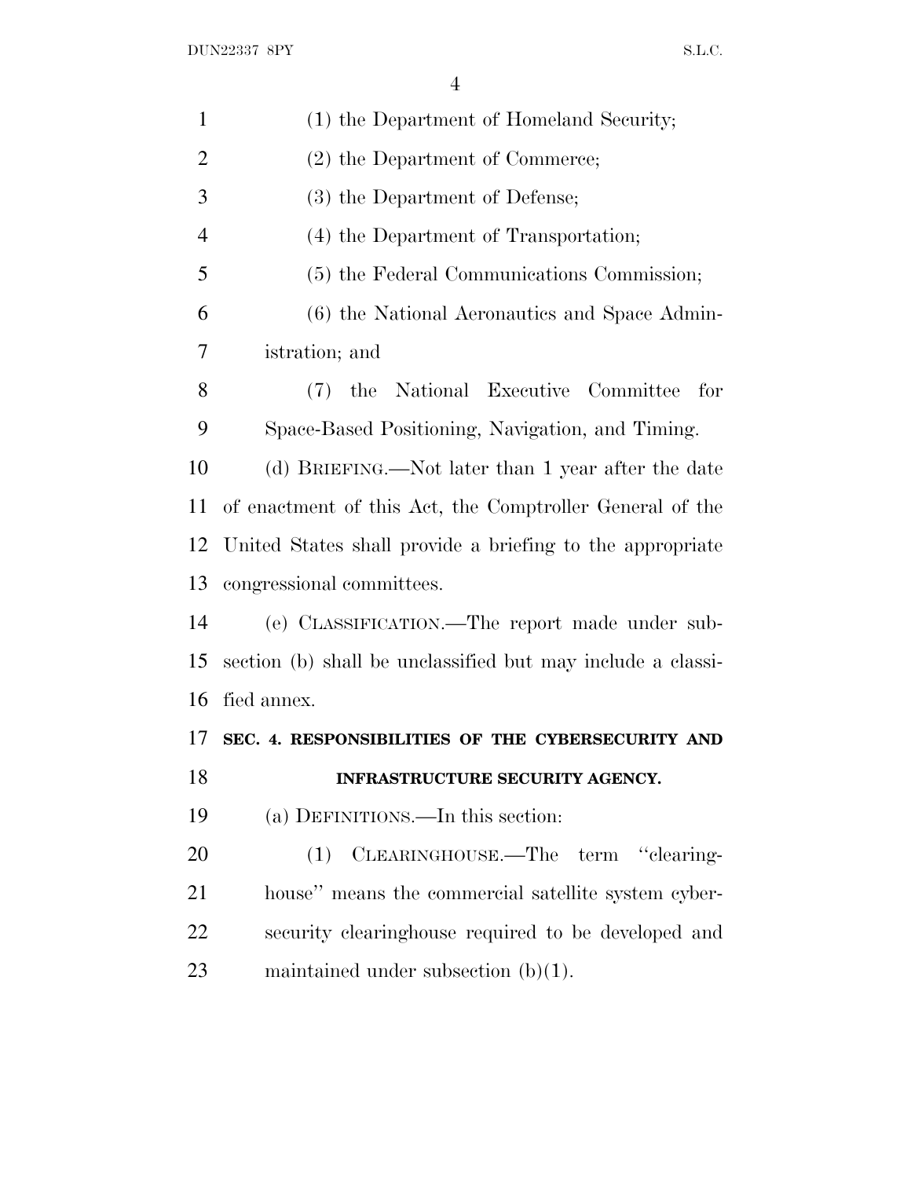(1) the Department of Homeland Security;

(2) the Department of Commerce;

(3) the Department of Defense;

(4) the Department of Transportation;

(5) the Federal Communications Commission;

(6) the National Aeronautics and Space Administration; and

(7) the National Executive Committee for Space-Based Positioning, Navigation, and Timing.

(d) BRIEFING.—Not later than 1 year after the date of enactment of this Act, the Comptroller General of the United States shall provide a briefing to the appropriate congressional committees.

(e) CLASSIFICATION.—The report made under subsection (b) shall be unclassified but may include a classified annex.

## SEC. 4. RESPONSIBILITIES OF THE CYBERSECURITY AND INFRASTRUCTURE SECURITY AGENCY.

(a) DEFINITIONS.—In this section:

(1) CLEARINGHOUSE.—The term ''clearinghouse'' means the commercial satellite system cybersecurity clearinghouse required to be developed and maintained under subsection (b)(1).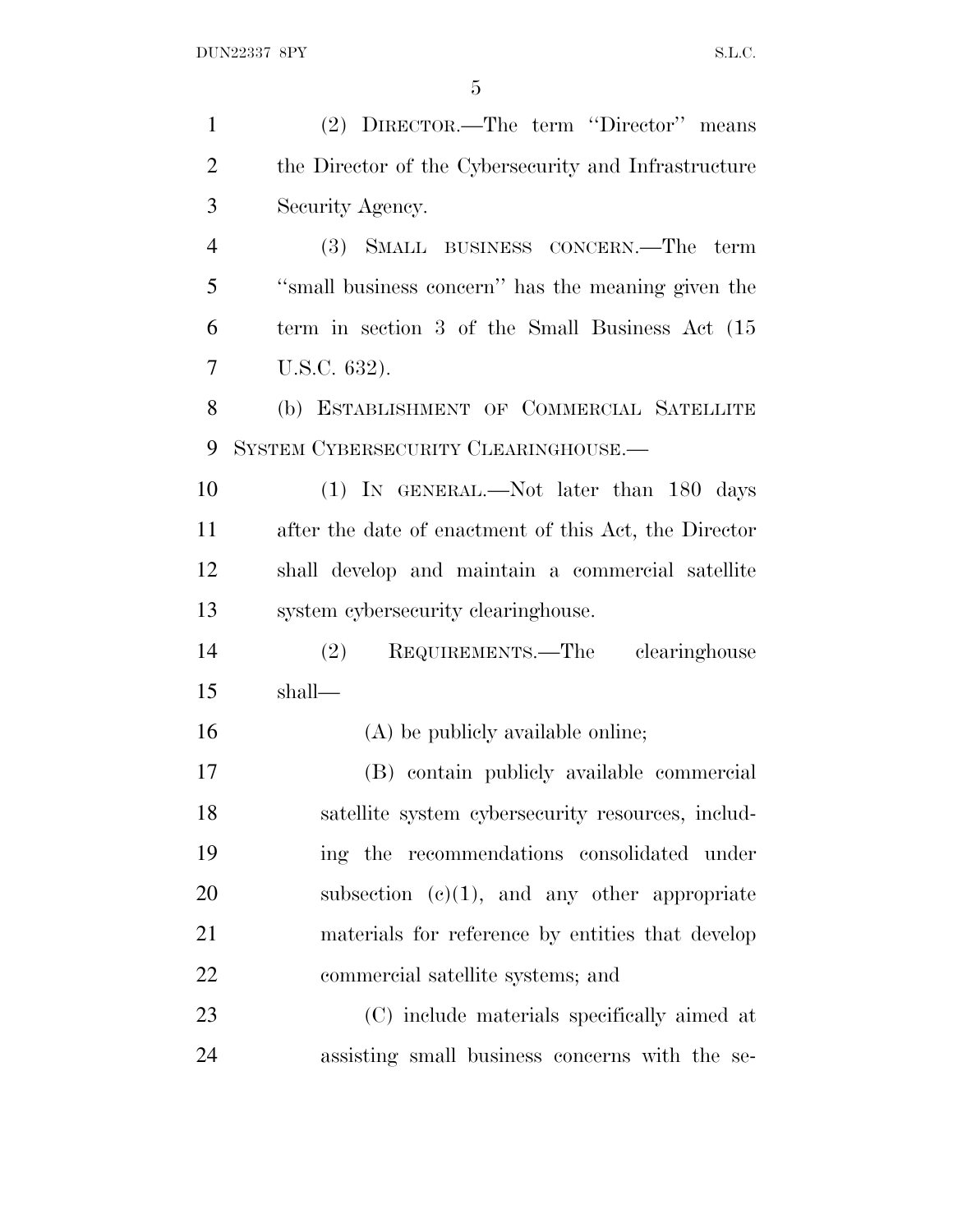(2) DIRECTOR.—The term "Director" means the Director of the Cybersecurity and Infrastructure Security Agency.

(3) SMALL BUSINESS CONCERN.—The term "small business concern" has the meaning given the term in section 3 of the Small Business Act (15 U.S.C. 632).

(b) ESTABLISHMENT OF COMMERCIAL SATELLITE SYSTEM CYBERSECURITY CLEARINGHOUSE.—

(1) IN GENERAL.—Not later than 180 days after the date of enactment of this Act, the Director shall develop and maintain a commercial satellite system cybersecurity clearinghouse.

(2) REQUIREMENTS.—The clearinghouse shall—

(A) be publicly available online;

(B) contain publicly available commercial satellite system cybersecurity resources, including the recommendations consolidated under subsection (c)(1), and any other appropriate materials for reference by entities that develop commercial satellite systems; and

(C) include materials specifically aimed at assisting small business concerns with the se-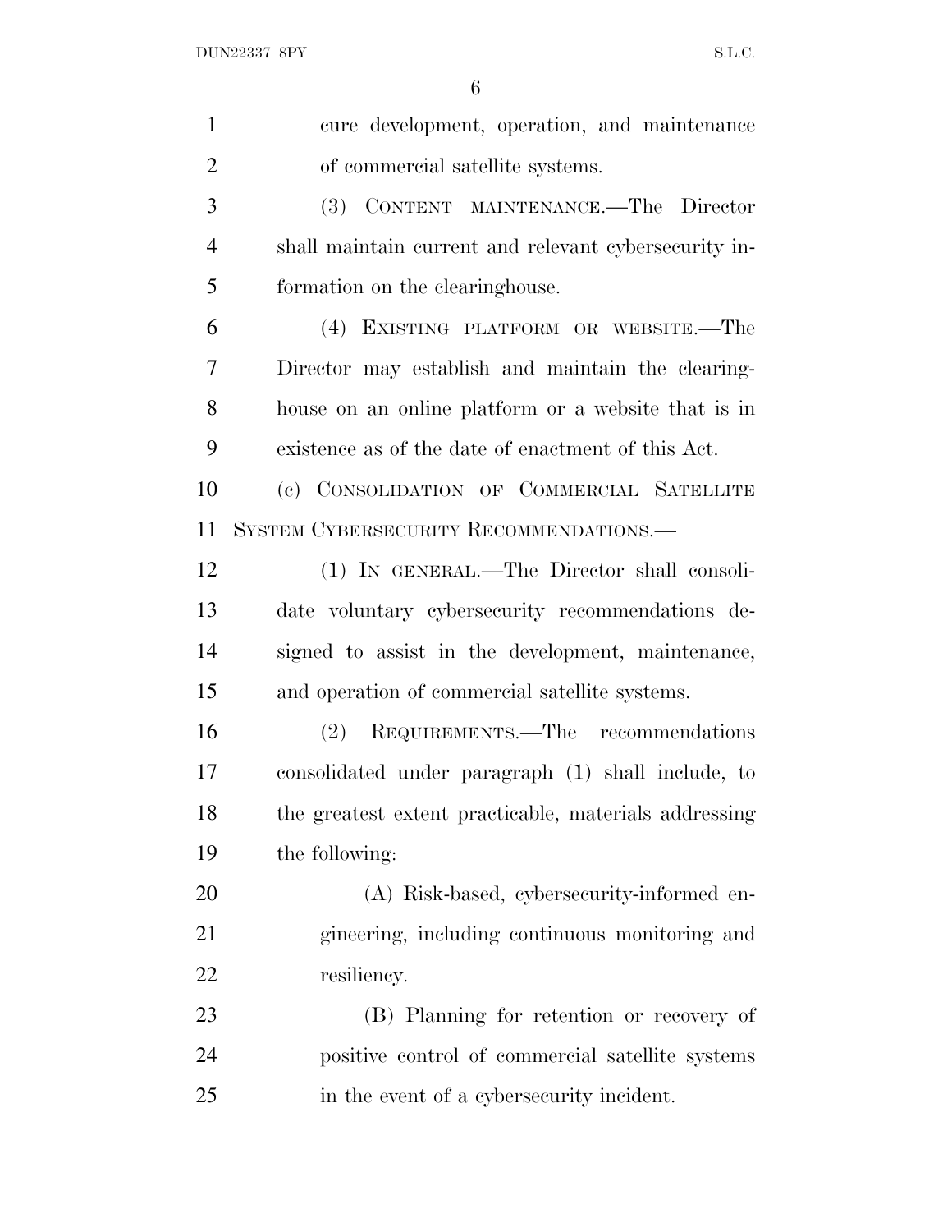cure development, operation, and maintenance of commercial satellite systems.

(3) CONTENT MAINTENANCE.—The Director shall maintain current and relevant cybersecurity information on the clearinghouse.

(4) EXISTING PLATFORM OR WEBSITE.—The Director may establish and maintain the clearinghouse on an online platform or a website that is in existence as of the date of enactment of this Act.

(c) CONSOLIDATION OF COMMERCIAL SATELLITE SYSTEM CYBERSECURITY RECOMMENDATIONS.—

(1) IN GENERAL.—The Director shall consolidate voluntary cybersecurity recommendations designed to assist in the development, maintenance, and operation of commercial satellite systems.

(2) REQUIREMENTS.—The recommendations consolidated under paragraph (1) shall include, to the greatest extent practicable, materials addressing the following:

(A) Risk-based, cybersecurity-informed engineering, including continuous monitoring and resiliency.

(B) Planning for retention or recovery of positive control of commercial satellite systems in the event of a cybersecurity incident.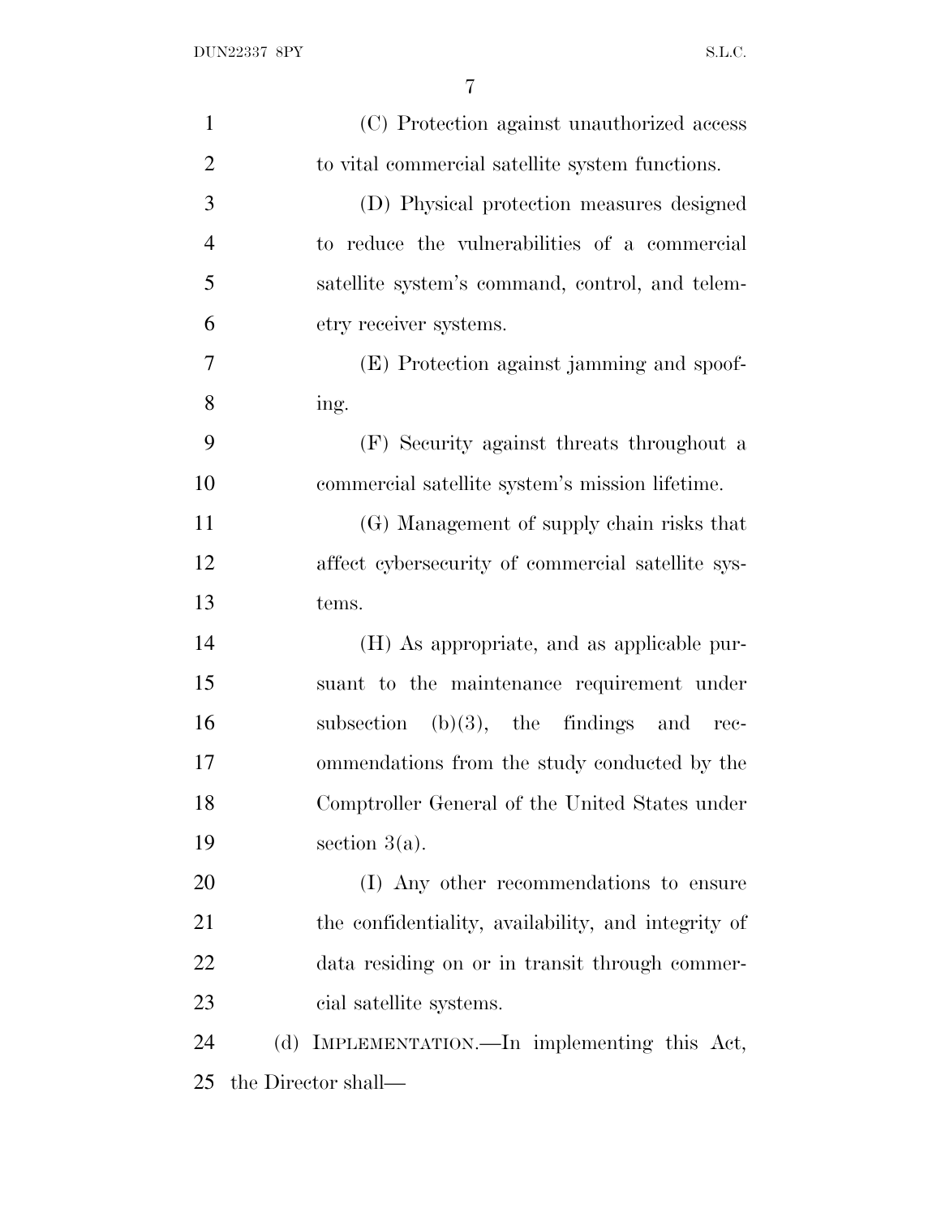(C) Protection against unauthorized access to vital commercial satellite system functions.

(D) Physical protection measures designed to reduce the vulnerabilities of a commercial satellite system's command, control, and telemetry receiver systems.

(E) Protection against jamming and spoofing.

(F) Security against threats throughout a commercial satellite system's mission lifetime.

(G) Management of supply chain risks that affect cybersecurity of commercial satellite systems.

(H) As appropriate, and as applicable pursuant to the maintenance requirement under subsection (b)(3), the findings and recommendations from the study conducted by the Comptroller General of the United States under section 3(a).

(I) Any other recommendations to ensure the confidentiality, availability, and integrity of data residing on or in transit through commercial satellite systems.

(d) IMPLEMENTATION.—In implementing this Act, the Director shall—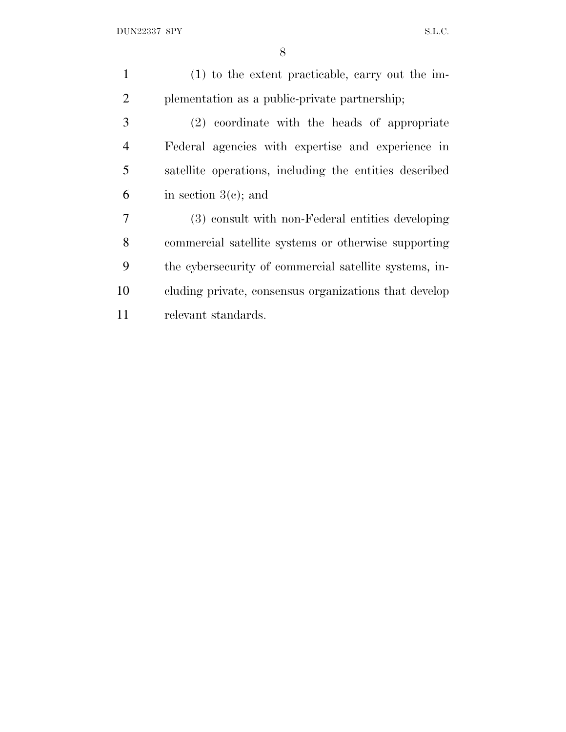(1) to the extent practicable, carry out the implementation as a public-private partnership;

(2) coordinate with the heads of appropriate Federal agencies with expertise and experience in satellite operations, including the entities described in section 3(c); and

(3) consult with non-Federal entities developing commercial satellite systems or otherwise supporting the cybersecurity of commercial satellite systems, including private, consensus organizations that develop relevant standards.